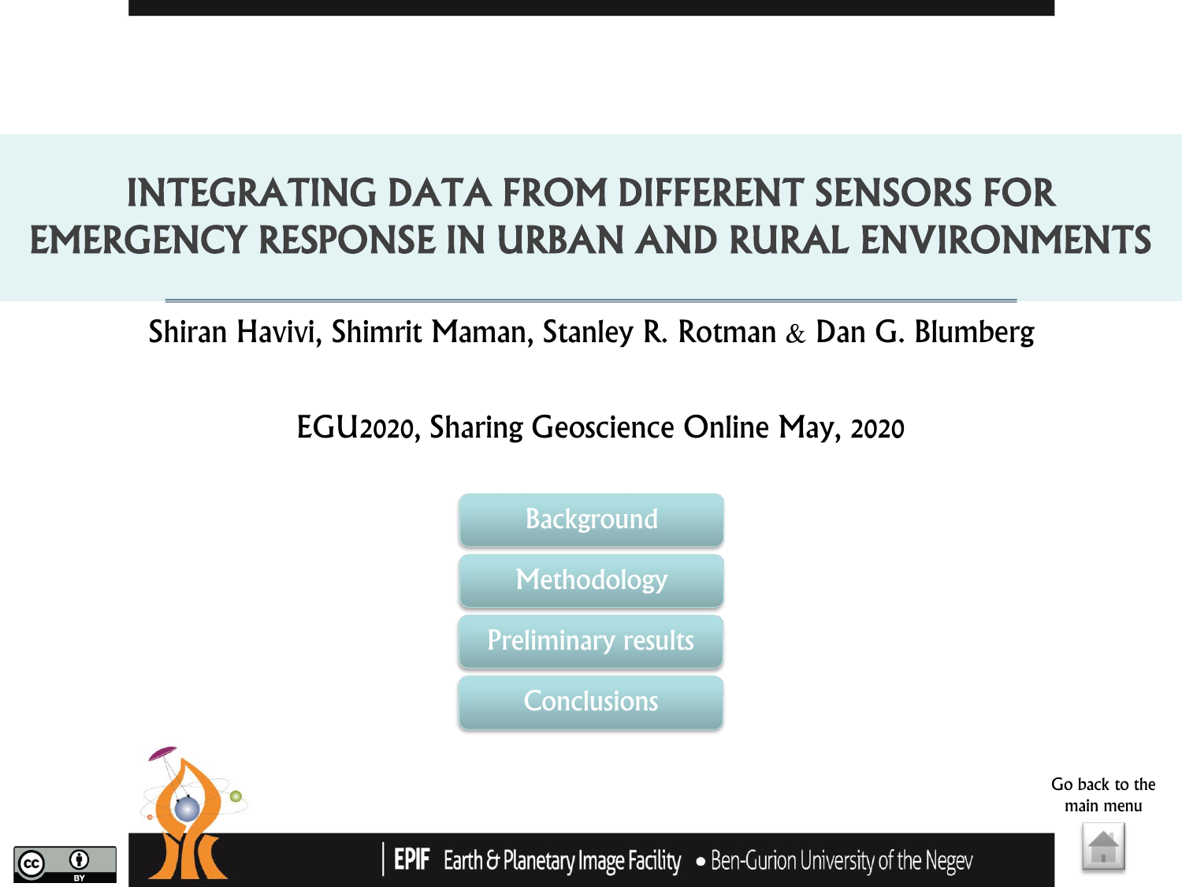# INTEGRATING DATA FROM DIFFERENT SENSORS FOR EMERGENCY RESPONSE IN URBAN AND RURAL ENVIRONMENTS

Shiran Havivi, Shimrit Maman, Stanley R. Rotman & Dan G. Blumberg

EGU2020, Sharing Geoscience Online May, 2020

- Background
- Methodology
- Preliminary results
- Conclusions

Go back to the main menu

EPIF Earth & Planetary Image Facility • Ben-Gurion University of the Negev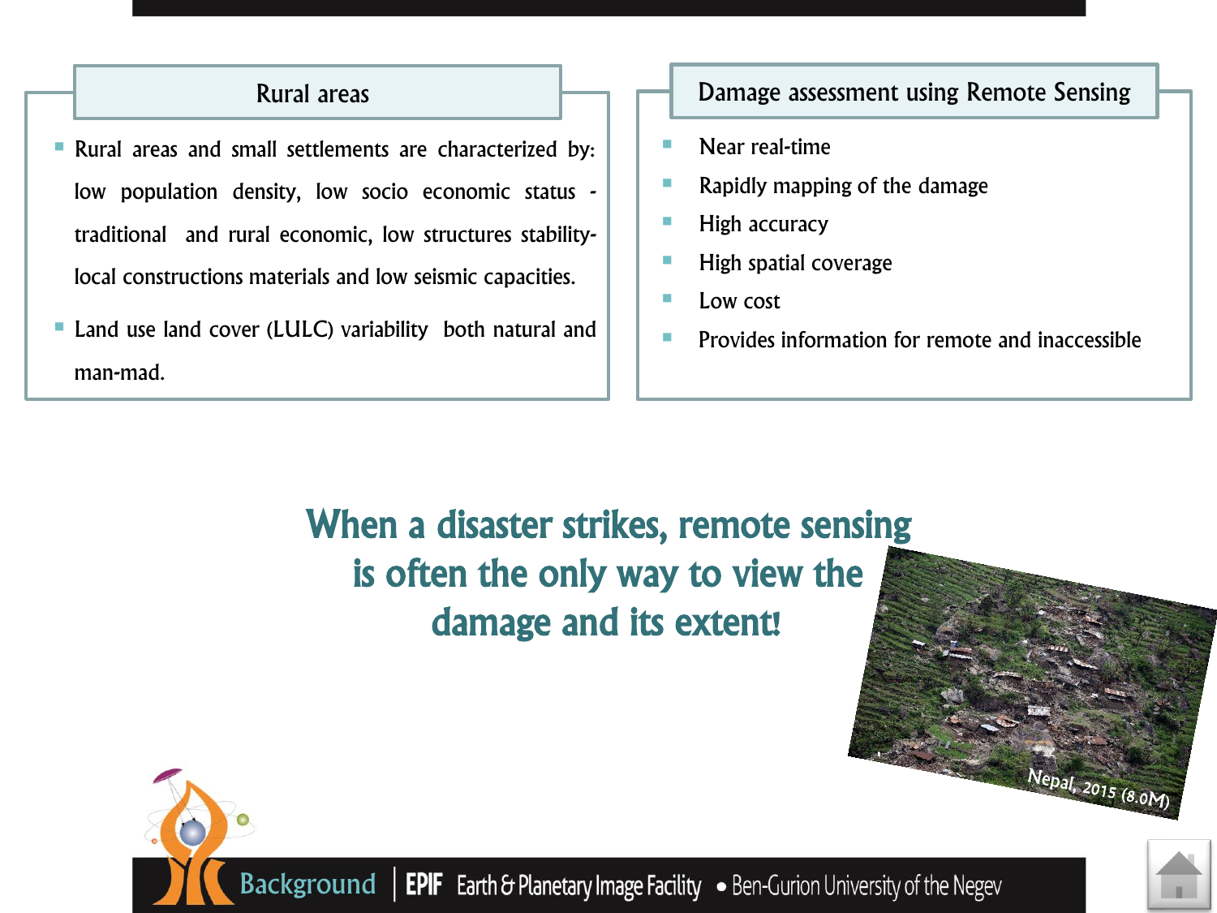## Rural areas

- Rural areas and small settlements are characterized by: low population density, low socio economic status - traditional and rural economic, low structures stability- local constructions materials and low seismic capacities.
- Land use land cover (LULC) variability both natural and man-mad.

## Damage assessment using Remote Sensing

- Near real-time
- Rapidly mapping of the damage
- High accuracy
- High spatial coverage
- Low cost
- Provides information for remote and inaccessible

**When a disaster strikes, remote sensing is often the only way to view the damage and its extent!**

Nepal, 2015 (8.0M)

Background | EPIF Earth & Planetary Image Facility • Ben-Gurion University of the Negev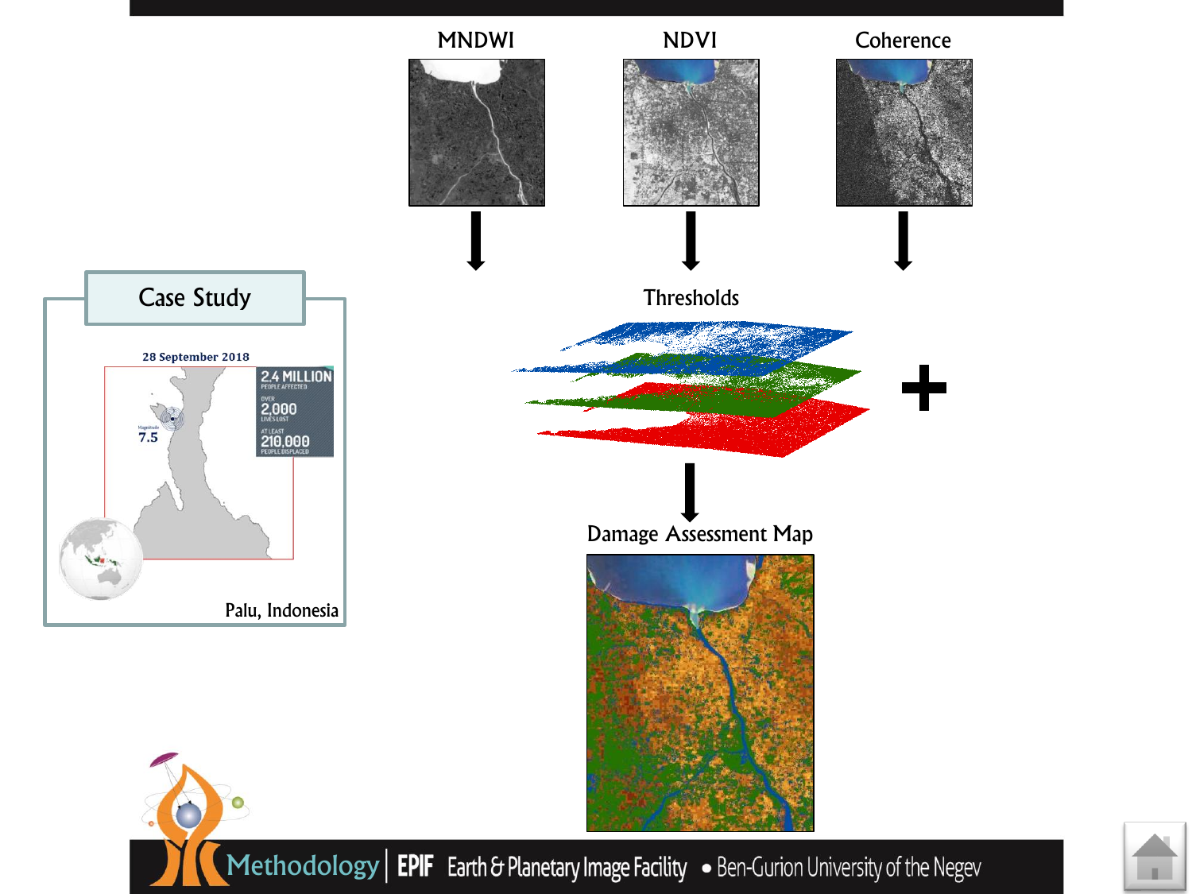MNDWI

NDVI

Coherence

Thresholds

Damage Assessment Map

## Case Study

28 September 2018

2.4 MILLION PEOPLE AFFECTED

OVER 2,000 LIVES LOST

AT LEAST 210,000 PEOPLE DISPLACED

Magnitude 7.5

Palu, Indonesia

Methodology | EPIF Earth & Planetary Image Facility • Ben-Gurion University of the Negev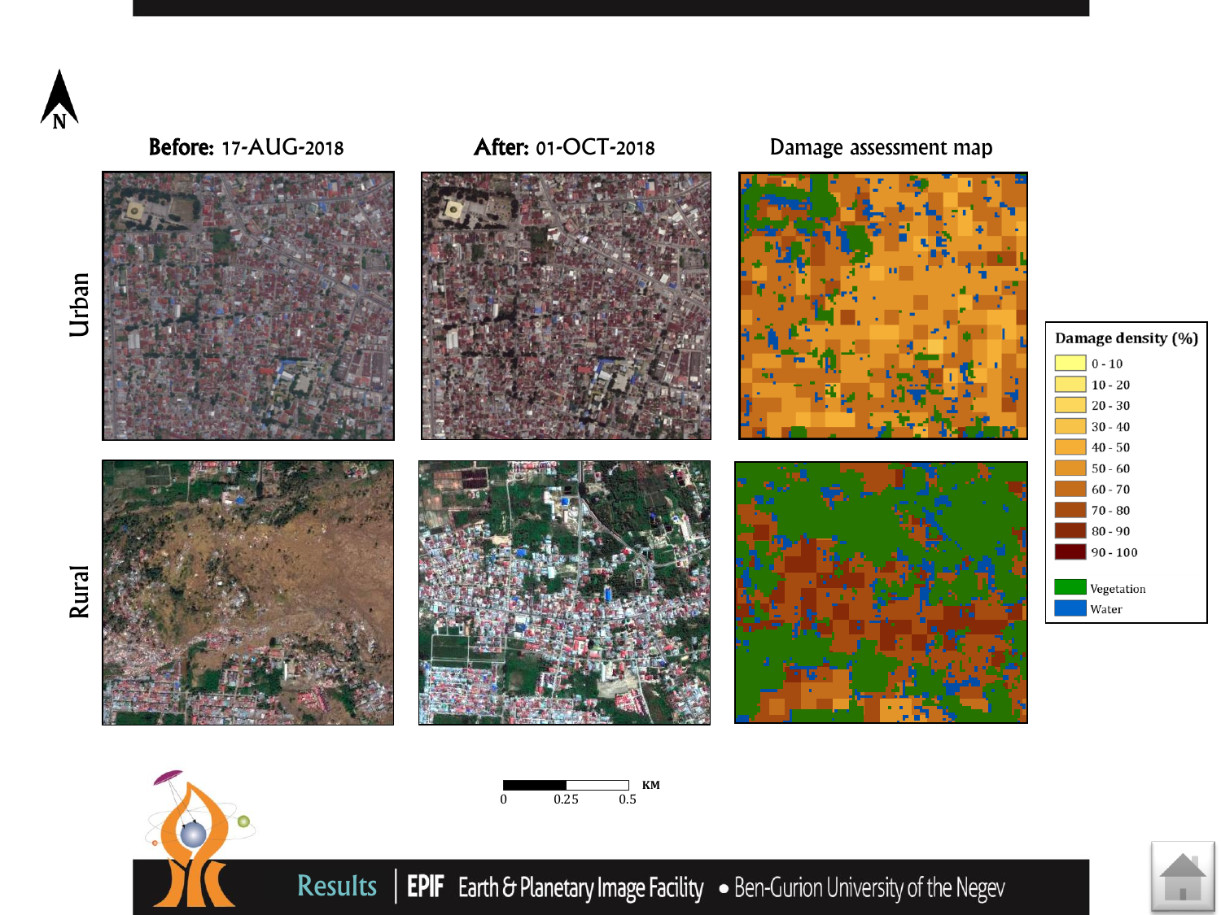**Before:** 17-AUG-2018

**After:** 01-OCT-2018

Damage assessment map

Urban

Rural

| Damage density (%) |
| --- |
| 0 - 10 |
| 10 - 20 |
| 20 - 30 |
| 30 - 40 |
| 40 - 50 |
| 50 - 60 |
| 60 - 70 |
| 70 - 80 |
| 80 - 90 |
| 90 - 100 |
| Vegetation |
| Water |

0 0.25 0.5 KM

Results | EPIF Earth & Planetary Image Facility • Ben-Gurion University of the Negev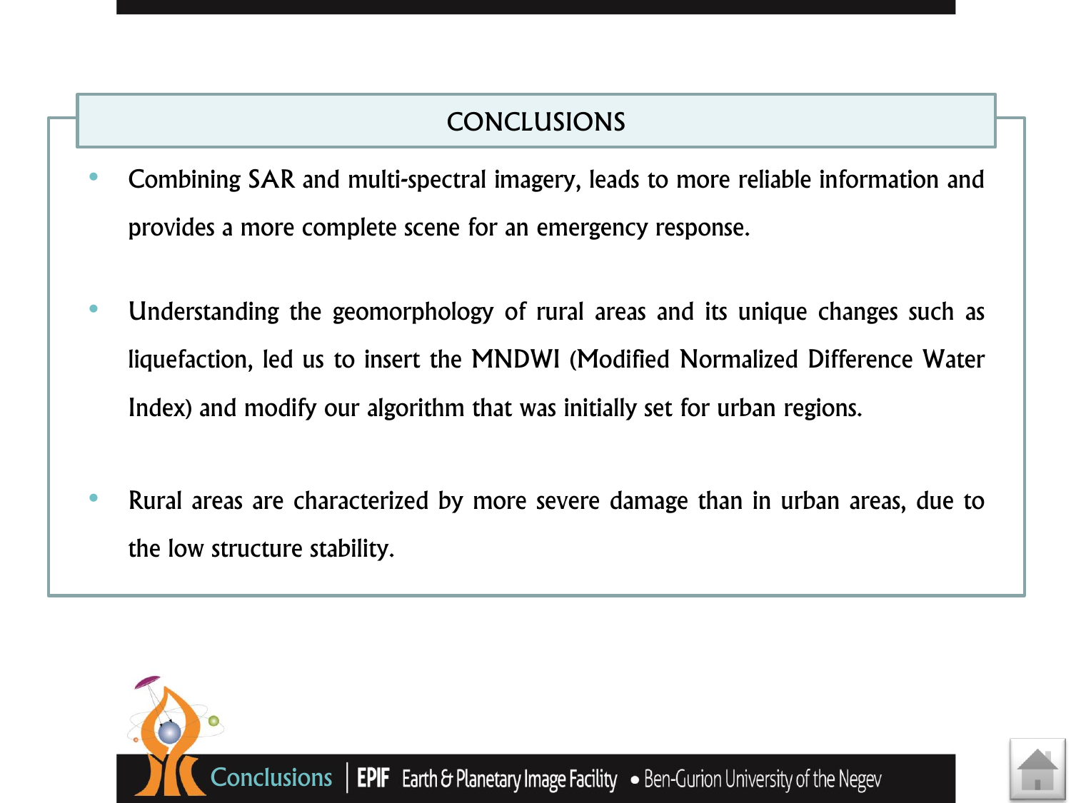## CONCLUSIONS

- Combining SAR and multi-spectral imagery, leads to more reliable information and provides a more complete scene for an emergency response.
- Understanding the geomorphology of rural areas and its unique changes such as liquefaction, led us to insert the MNDWI (Modified Normalized Difference Water Index) and modify our algorithm that was initially set for urban regions.
- Rural areas are characterized by more severe damage than in urban areas, due to the low structure stability.